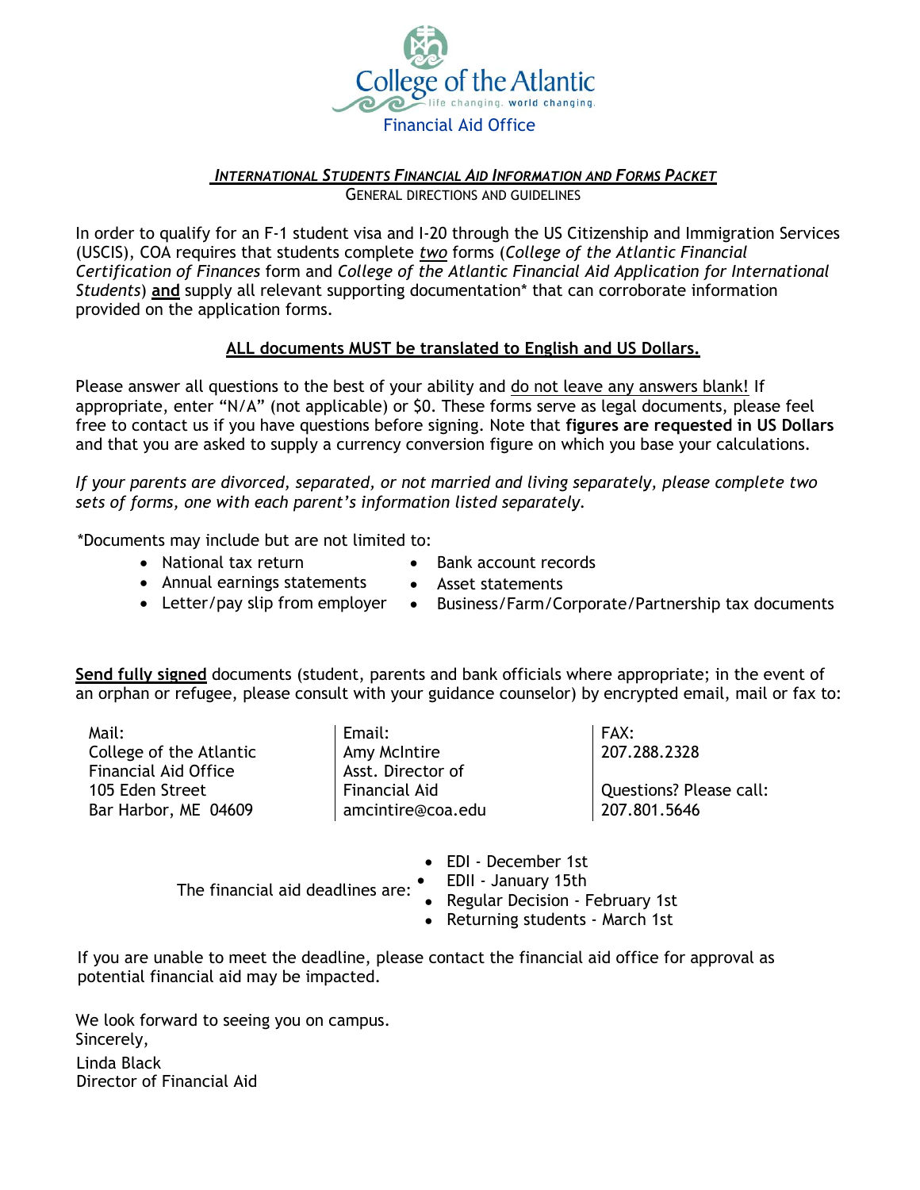College of the Atlantic

life changing. world changing.

Financial Aid Office

## *INTERNATIONAL STUDENTS FINANCIAL AID INFORMATION AND FORMS PACKET*

GENERAL DIRECTIONS AND GUIDELINES

In order to qualify for an F-1 student visa and I-20 through the US Citizenship and Immigration Services (USCIS), COA requires that students complete *two* forms (*College of the Atlantic Financial Certification of Finances* form and *College of the Atlantic Financial Aid Application for International Students*) **and** supply all relevant supporting documentation* that can corroborate information provided on the application forms.

**ALL documents MUST be translated to English and US Dollars.**

Please answer all questions to the best of your ability and do not leave any answers blank! If appropriate, enter "N/A" (not applicable) or $0. These forms serve as legal documents, please feel free to contact us if you have questions before signing. Note that **figures are requested in US Dollars** and that you are asked to supply a currency conversion figure on which you base your calculations.

*If your parents are divorced, separated, or not married and living separately, please complete two sets of forms, one with each parent's information listed separately.*

*Documents may include but are not limited to:

- National tax return
- Annual earnings statements
- Letter/pay slip from employer
- Bank account records
- Asset statements
- Business/Farm/Corporate/Partnership tax documents

**Send fully signed** documents (student, parents and bank officials where appropriate; in the event of an orphan or refugee, please consult with your guidance counselor) by encrypted email, mail or fax to:

| Mail: | Email: | FAX: |
|---|---|---|
| College of the Atlantic<br>Financial Aid Office<br>105 Eden Street<br>Bar Harbor, ME 04609 | Amy McIntire<br>Asst. Director of Financial Aid<br>amcintire@coa.edu | 207.288.2328<br><br>Questions? Please call:<br>207.801.5646 |

The financial aid deadlines are:

- EDI - December 1st
- EDII - January 15th
- Regular Decision - February 1st
- Returning students - March 1st

If you are unable to meet the deadline, please contact the financial aid office for approval as potential financial aid may be impacted.

We look forward to seeing you on campus.

Sincerely,

Linda Black
Director of Financial Aid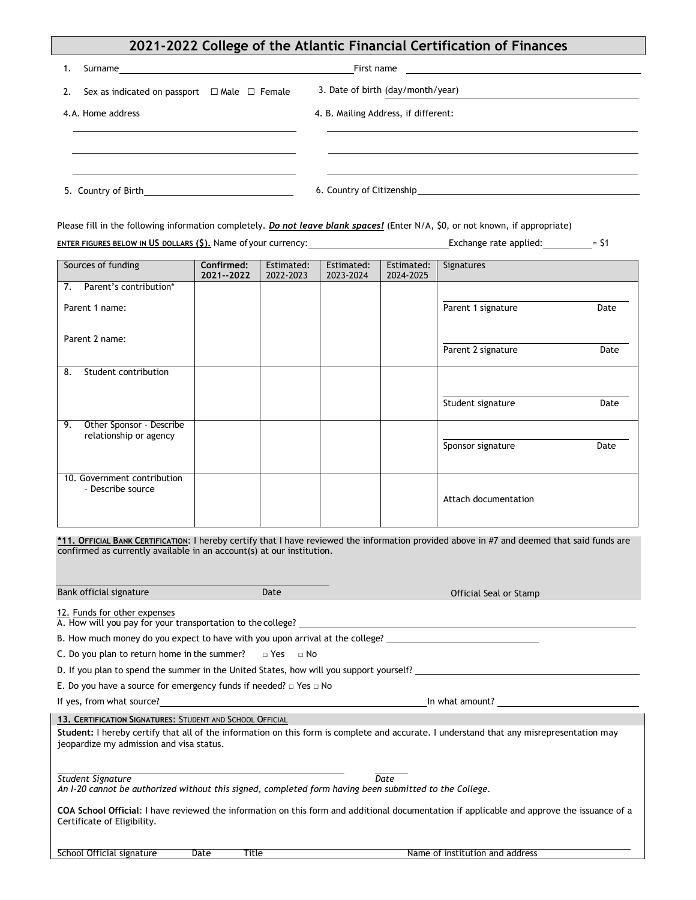# 2021-2022 College of the Atlantic Financial Certification of Finances

1. Surname ______________________ First name ______________________

2. Sex as indicated on passport ☐ Male ☐ Female

3. Date of birth (day/month/year) ______________________

4.A. Home address ______________________

4. B. Mailing Address, if different: ______________________

5. Country of Birth ______________________

6. Country of Citizenship ______________________

Please fill in the following information completely. ***Do not leave blank spaces!*** (Enter N/A, $0, or not known, if appropriate)

**ENTER FIGURES BELOW IN US DOLLARS ($).** Name of your currency: ______________ Exchange rate applied: ________ = $1

| Sources of funding | **Confirmed: 2021--2022** | Estimated: 2022-2023 | Estimated: 2023-2024 | Estimated: 2024-2025 | Signatures |
|---|---|---|---|---|---|
| 7. Parent's contribution*<br>Parent 1 name:<br>Parent 2 name: | | | | | Parent 1 signature Date<br>Parent 2 signature Date |
| 8. Student contribution | | | | | Student signature Date |
| 9. Other Sponsor - Describe relationship or agency | | | | | Sponsor signature Date |
| 10. Government contribution – Describe source | | | | | Attach documentation |

**\*11. OFFICIAL BANK CERTIFICATION**: I hereby certify that I have reviewed the information provided above in #7 and deemed that said funds are confirmed as currently available in an account(s) at our institution.

Bank official signature ______________ Date ______________ Official Seal or Stamp

12. Funds for other expenses

A. How will you pay for your transportation to the college? ______________________

B. How much money do you expect to have with you upon arrival at the college? ______________________

C. Do you plan to return home in the summer? □ Yes □ No

D. If you plan to spend the summer in the United States, how will you support yourself? ______________________

E. Do you have a source for emergency funds if needed? □ Yes □ No

If yes, from what source? ______________________ In what amount? ______________________

**13. CERTIFICATION SIGNATURES**: STUDENT AND SCHOOL OFFICIAL

**Student:** I hereby certify that all of the information on this form is complete and accurate. I understand that any misrepresentation may jeopardize my admission and visa status.

*Student Signature* ______________________ *Date* ________

*An I-20 cannot be authorized without this signed, completed form having been submitted to the College.*

**COA School Official**: I have reviewed the information on this form and additional documentation if applicable and approve the issuance of a Certificate of Eligibility.

School Official signature ______ Date ______ Title ______ Name of institution and address ______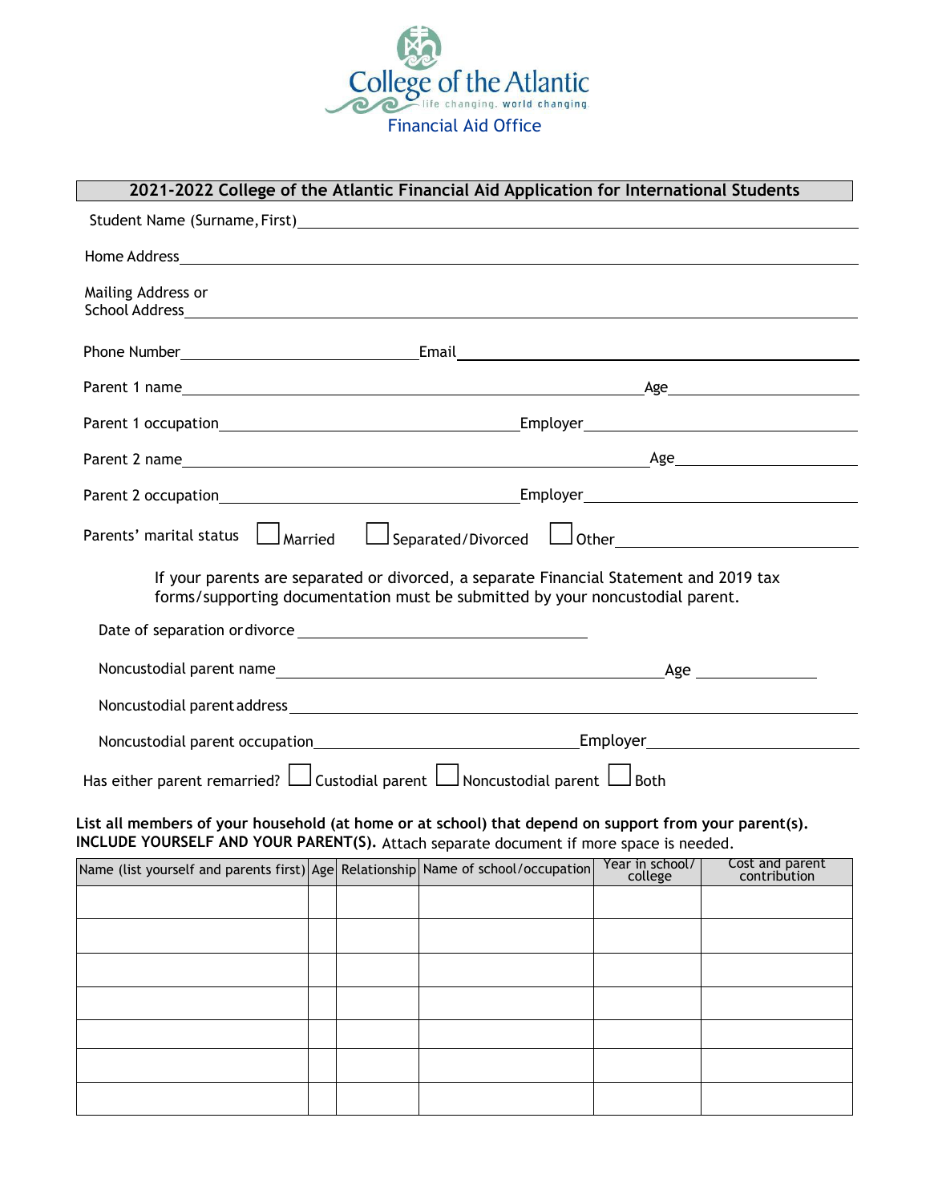College of the Atlantic

life changing. world changing.

Financial Aid Office

## 2021-2022 College of the Atlantic Financial Aid Application for International Students

Student Name (Surname, First)\_\_\_\_\_\_\_\_\_\_\_\_\_\_\_\_\_\_\_\_\_\_\_\_\_\_\_\_\_\_\_\_\_\_\_\_\_\_\_\_

Home Address\_\_\_\_\_\_\_\_\_\_\_\_\_\_\_\_\_\_\_\_\_\_\_\_\_\_\_\_\_\_\_\_\_\_\_\_\_\_\_\_\_\_\_\_\_\_\_\_\_\_

Mailing Address or
School Address\_\_\_\_\_\_\_\_\_\_\_\_\_\_\_\_\_\_\_\_\_\_\_\_\_\_\_\_\_\_\_\_\_\_\_\_\_\_\_\_\_\_\_\_\_\_\_\_\_\_

Phone Number\_\_\_\_\_\_\_\_\_\_\_\_\_\_\_\_\_\_\_\_ Email\_\_\_\_\_\_\_\_\_\_\_\_\_\_\_\_\_\_\_\_\_\_\_\_\_\_\_\_\_\_

Parent 1 name\_\_\_\_\_\_\_\_\_\_\_\_\_\_\_\_\_\_\_\_\_\_\_\_\_\_\_\_\_\_\_\_\_\_\_\_\_\_ Age\_\_\_\_\_\_\_\_\_\_\_\_

Parent 1 occupation\_\_\_\_\_\_\_\_\_\_\_\_\_\_\_\_\_\_\_\_\_\_\_\_\_ Employer\_\_\_\_\_\_\_\_\_\_\_\_\_\_\_\_\_\_\_\_\_\_

Parent 2 name\_\_\_\_\_\_\_\_\_\_\_\_\_\_\_\_\_\_\_\_\_\_\_\_\_\_\_\_\_\_\_\_\_\_\_\_\_\_ Age\_\_\_\_\_\_\_\_\_\_\_\_

Parent 2 occupation\_\_\_\_\_\_\_\_\_\_\_\_\_\_\_\_\_\_\_\_\_\_\_\_\_ Employer\_\_\_\_\_\_\_\_\_\_\_\_\_\_\_\_\_\_\_\_\_\_

Parents' marital status ☐ Married ☐ Separated/Divorced ☐ Other\_\_\_\_\_\_\_\_\_\_\_\_\_\_\_\_\_\_\_\_

If your parents are separated or divorced, a separate Financial Statement and 2019 tax forms/supporting documentation must be submitted by your noncustodial parent.

Date of separation or divorce \_\_\_\_\_\_\_\_\_\_\_\_\_\_\_\_\_\_\_\_\_\_\_\_

Noncustodial parent name\_\_\_\_\_\_\_\_\_\_\_\_\_\_\_\_\_\_\_\_\_\_\_\_\_\_\_\_\_\_\_\_ Age \_\_\_\_\_\_\_\_\_\_

Noncustodial parent address\_\_\_\_\_\_\_\_\_\_\_\_\_\_\_\_\_\_\_\_\_\_\_\_\_\_\_\_\_\_\_\_\_\_\_\_\_\_\_\_\_\_\_\_

Noncustodial parent occupation\_\_\_\_\_\_\_\_\_\_\_\_\_\_\_\_\_\_\_\_\_\_ Employer\_\_\_\_\_\_\_\_\_\_\_\_\_\_\_\_\_\_\_\_

Has either parent remarried? ☐ Custodial parent ☐ Noncustodial parent ☐ Both

**List all members of your household (at home or at school) that depend on support from your parent(s). INCLUDE YOURSELF AND YOUR PARENT(S).** Attach separate document if more space is needed.

| Name (list yourself and parents first) | Age | Relationship | Name of school/occupation | Year in school/ college | Cost and parent contribution |
|---|---|---|---|---|---|
| | | | | | |
| | | | | | |
| | | | | | |
| | | | | | |
| | | | | | |
| | | | | | |
| | | | | | |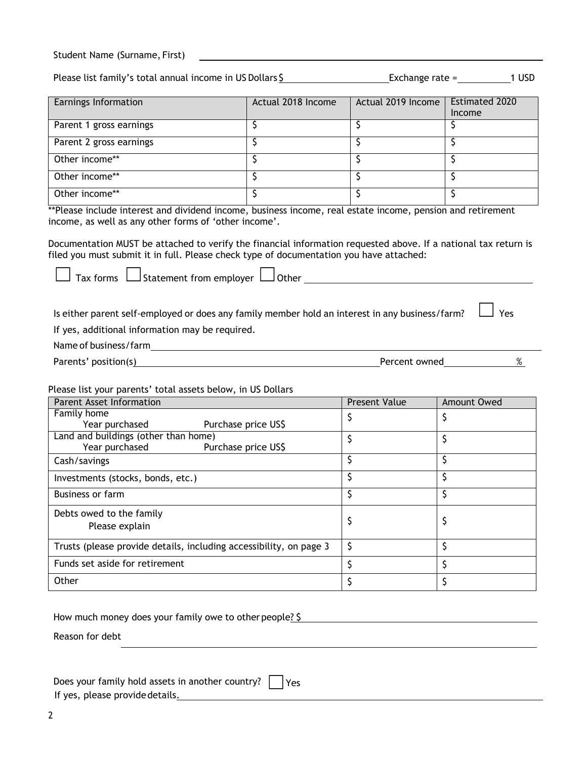Student Name (Surname, First) ____________________

Please list family's total annual income in US Dollars $____________ Exchange rate = ________ 1 USD

| Earnings Information | Actual 2018 Income | Actual 2019 Income | Estimated 2020 Income |
|---|---|---|---|
| Parent 1 gross earnings | $ | $ | $ |
| Parent 2 gross earnings | $ | $ | $ |
| Other income** | $ | $ | $ |
| Other income** | $ | $ | $ |
| Other income** | $ | $ | $ |

**Please include interest and dividend income, business income, real estate income, pension and retirement income, as well as any other forms of 'other income'.

Documentation MUST be attached to verify the financial information requested above. If a national tax return is filed you must submit it in full. Please check type of documentation you have attached:

☐ Tax forms ☐ Statement from employer ☐ Other ____________________

Is either parent self-employed or does any family member hold an interest in any business/farm? ☐ Yes

If yes, additional information may be required.

Name of business/farm ____________________

Parents' position(s) ____________________ Percent owned ________ %

Please list your parents' total assets below, in US Dollars

| Parent Asset Information | Present Value | Amount Owed |
|---|---|---|
| Family home<br>Year purchased Purchase price US$ | $ | $ |
| Land and buildings (other than home)<br>Year purchased Purchase price US$ | $ | $ |
| Cash/savings | $ | $ |
| Investments (stocks, bonds, etc.) | $ | $ |
| Business or farm | $ | $ |
| Debts owed to the family<br>Please explain | $ | $ |
| Trusts (please provide details, including accessibility, on page 3 | $ | $ |
| Funds set aside for retirement | $ | $ |
| Other | $ | $ |

How much money does your family owe to other people? $____________________

Reason for debt ____________________

Does your family hold assets in another country? ☐ Yes

If yes, please provide details. ____________________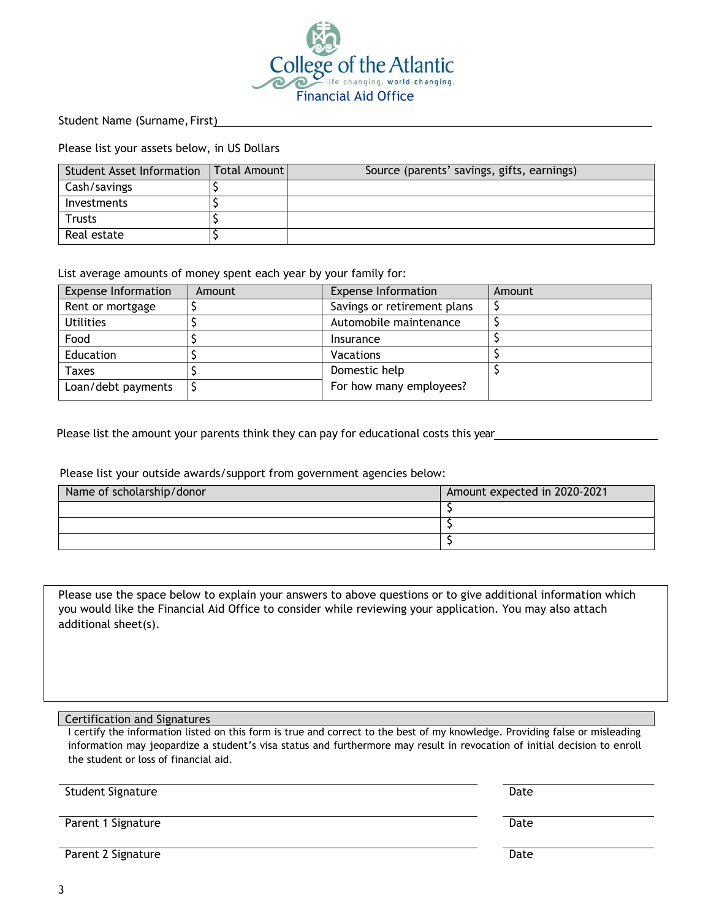College of the Atlantic

life changing. world changing.

Financial Aid Office

Student Name (Surname, First)\_\_\_\_\_\_\_\_\_\_\_\_\_\_\_\_\_\_\_\_\_\_\_\_\_\_\_\_\_\_\_\_\_\_\_\_\_\_\_\_

Please list your assets below, in US Dollars

| Student Asset Information | Total Amount | Source (parents' savings, gifts, earnings) |
|---|---|---|
| Cash/savings | $ | |
| Investments | $ | |
| Trusts | $ | |
| Real estate | $ | |

List average amounts of money spent each year by your family for:

| Expense Information | Amount | Expense Information | Amount |
|---|---|---|---|
| Rent or mortgage | $ | Savings or retirement plans | $ |
| Utilities | $ | Automobile maintenance | $ |
| Food | $ | Insurance | $ |
| Education | $ | Vacations | $ |
| Taxes | $ | Domestic help | $ |
| Loan/debt payments | $ | For how many employees? | |

Please list the amount your parents think they can pay for educational costs this year\_\_\_\_\_\_\_\_\_\_\_\_\_\_\_\_\_\_\_\_

Please list your outside awards/support from government agencies below:

| Name of scholarship/donor | Amount expected in 2020-2021 |
|---|---|
| | $ |
| | $ |
| | $ |

Please use the space below to explain your answers to above questions or to give additional information which you would like the Financial Aid Office to consider while reviewing your application. You may also attach additional sheet(s).

## Certification and Signatures

I certify the information listed on this form is true and correct to the best of my knowledge. Providing false or misleading information may jeopardize a student's visa status and furthermore may result in revocation of initial decision to enroll the student or loss of financial aid.

Student Signature \_\_\_\_\_\_\_\_\_\_\_\_\_\_\_\_\_\_\_\_ Date \_\_\_\_\_\_\_\_\_\_

Parent 1 Signature \_\_\_\_\_\_\_\_\_\_\_\_\_\_\_\_\_\_\_\_ Date \_\_\_\_\_\_\_\_\_\_

Parent 2 Signature \_\_\_\_\_\_\_\_\_\_\_\_\_\_\_\_\_\_\_\_ Date \_\_\_\_\_\_\_\_\_\_